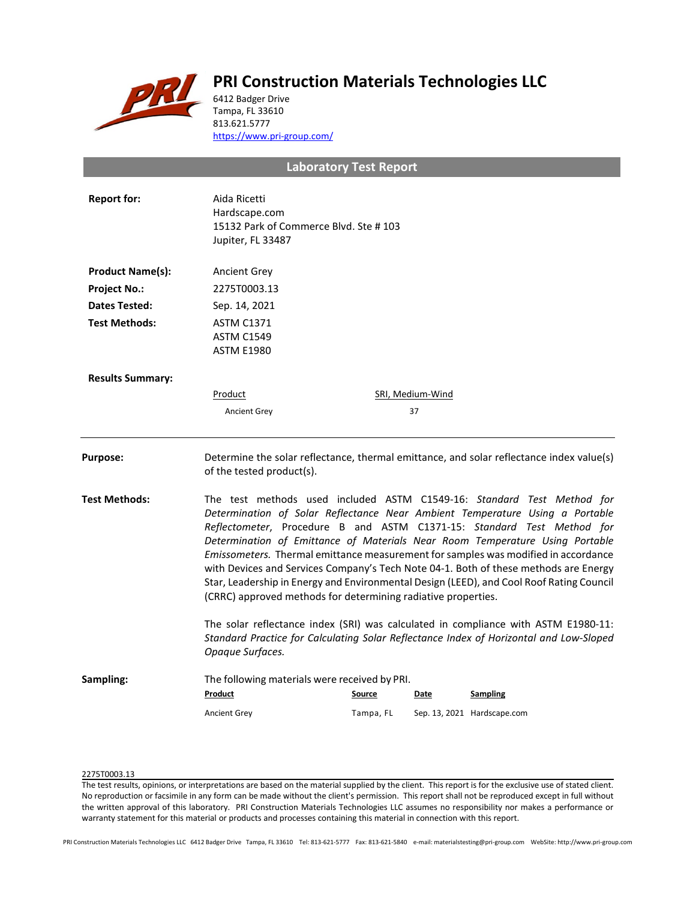# PRI Construction Materials Technologies LLC

6412 Badger Drive
Tampa, FL 33610
813.621.5777
https://www.pri-group.com/

## Laboratory Test Report

**Report for:** Aida Ricetti
Hardscape.com
15132 Park of Commerce Blvd. Ste # 103
Jupiter, FL 33487

**Product Name(s):** Ancient Grey

**Project No.:** 2275T0003.13

**Dates Tested:** Sep. 14, 2021

**Test Methods:** ASTM C1371
ASTM C1549
ASTM E1980

**Results Summary:**

| Product | SRI, Medium-Wind |
|---|---|
| Ancient Grey | 37 |

---

**Purpose:** Determine the solar reflectance, thermal emittance, and solar reflectance index value(s) of the tested product(s).

**Test Methods:** The test methods used included ASTM C1549-16: *Standard Test Method for Determination of Solar Reflectance Near Ambient Temperature Using a Portable Reflectometer*, Procedure B and ASTM C1371-15: *Standard Test Method for Determination of Emittance of Materials Near Room Temperature Using Portable Emissometers.* Thermal emittance measurement for samples was modified in accordance with Devices and Services Company's Tech Note 04-1. Both of these methods are Energy Star, Leadership in Energy and Environmental Design (LEED), and Cool Roof Rating Council (CRRC) approved methods for determining radiative properties.

The solar reflectance index (SRI) was calculated in compliance with ASTM E1980-11: *Standard Practice for Calculating Solar Reflectance Index of Horizontal and Low-Sloped Opaque Surfaces.*

**Sampling:** The following materials were received by PRI.

| Product | Source | Date | Sampling |
|---|---|---|---|
| Ancient Grey | Tampa, FL | Sep. 13, 2021 | Hardscape.com |

2275T0003.13

The test results, opinions, or interpretations are based on the material supplied by the client. This report is for the exclusive use of stated client. No reproduction or facsimile in any form can be made without the client's permission. This report shall not be reproduced except in full without the written approval of this laboratory. PRI Construction Materials Technologies LLC assumes no responsibility nor makes a performance or warranty statement for this material or products and processes containing this material in connection with this report.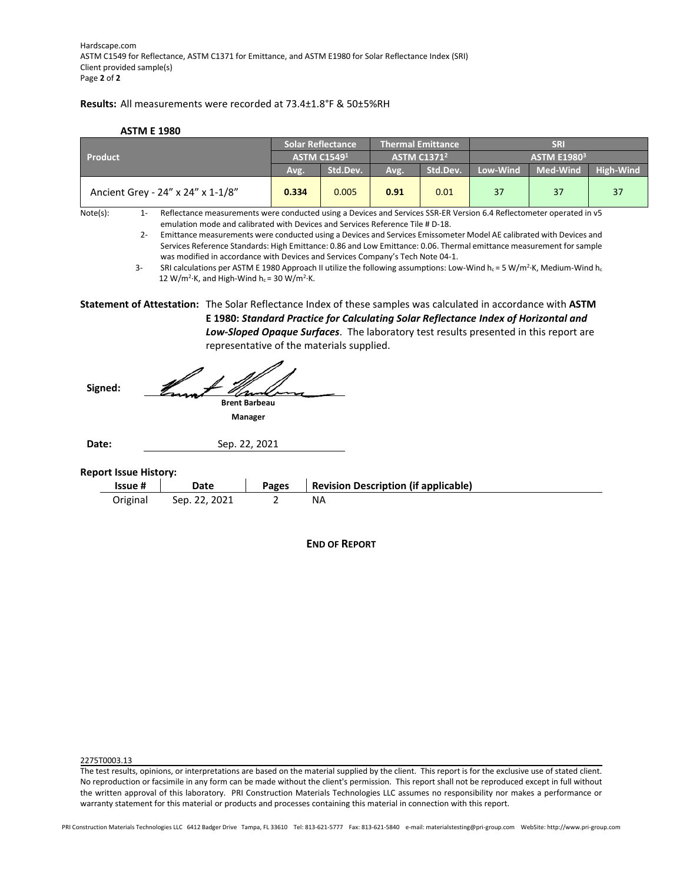Hardscape.com
ASTM C1549 for Reflectance, ASTM C1371 for Emittance, and ASTM E1980 for Solar Reflectance Index (SRI)
Client provided sample(s)

**Results:** All measurements were recorded at 73.4±1.8°F & 50±5%RH

**ASTM E 1980**

| Product | Solar Reflectance ASTM C1549[1] | | Thermal Emittance ASTM C1371[2] | | SRI ASTM E1980[3] | | |
|---|---|---|---|---|---|---|---|
| | Avg. | Std.Dev. | Avg. | Std.Dev. | Low-Wind | Med-Wind | High-Wind |
| Ancient Grey - 24" x 24" x 1-1/8" | **0.334** | 0.005 | **0.91** | 0.01 | 37 | 37 | 37 |

Note(s):

1- Reflectance measurements were conducted using a Devices and Services SSR-ER Version 6.4 Reflectometer operated in v5 emulation mode and calibrated with Devices and Services Reference Tile # D-18.

2- Emittance measurements were conducted using a Devices and Services Emissometer Model AE calibrated with Devices and Services Reference Standards: High Emittance: 0.86 and Low Emittance: 0.06. Thermal emittance measurement for sample was modified in accordance with Devices and Services Company's Tech Note 04-1.

3- SRI calculations per ASTM E 1980 Approach II utilize the following assumptions: Low-Wind $h_c = 5\ W/m^2{\cdot}K$, Medium-Wind $h_c$ $12\ W/m^2{\cdot}K$, and High-Wind $h_c = 30\ W/m^2{\cdot}K$.

**Statement of Attestation:** The Solar Reflectance Index of these samples was calculated in accordance with **ASTM E 1980: *Standard Practice for Calculating Solar Reflectance Index of Horizontal and Low-Sloped Opaque Surfaces***. The laboratory test results presented in this report are representative of the materials supplied.

**Signed:**

**Brent Barbeau**
**Manager**

**Date:** Sep. 22, 2021

**Report Issue History:**

| Issue # | Date | Pages | Revision Description (if applicable) |
|---|---|---|---|
| Original | Sep. 22, 2021 | 2 | NA |

**END OF REPORT**

2275T0003.13

The test results, opinions, or interpretations are based on the material supplied by the client. This report is for the exclusive use of stated client. No reproduction or facsimile in any form can be made without the client's permission. This report shall not be reproduced except in full without the written approval of this laboratory. PRI Construction Materials Technologies LLC assumes no responsibility nor makes a performance or warranty statement for this material or products and processes containing this material in connection with this report.

PRI Construction Materials Technologies LLC 6412 Badger Drive Tampa, FL 33610 Tel: 813-621-5777 Fax: 813-621-5840 e-mail: materialstesting@pri-group.com WebSite: http://www.pri-group.com